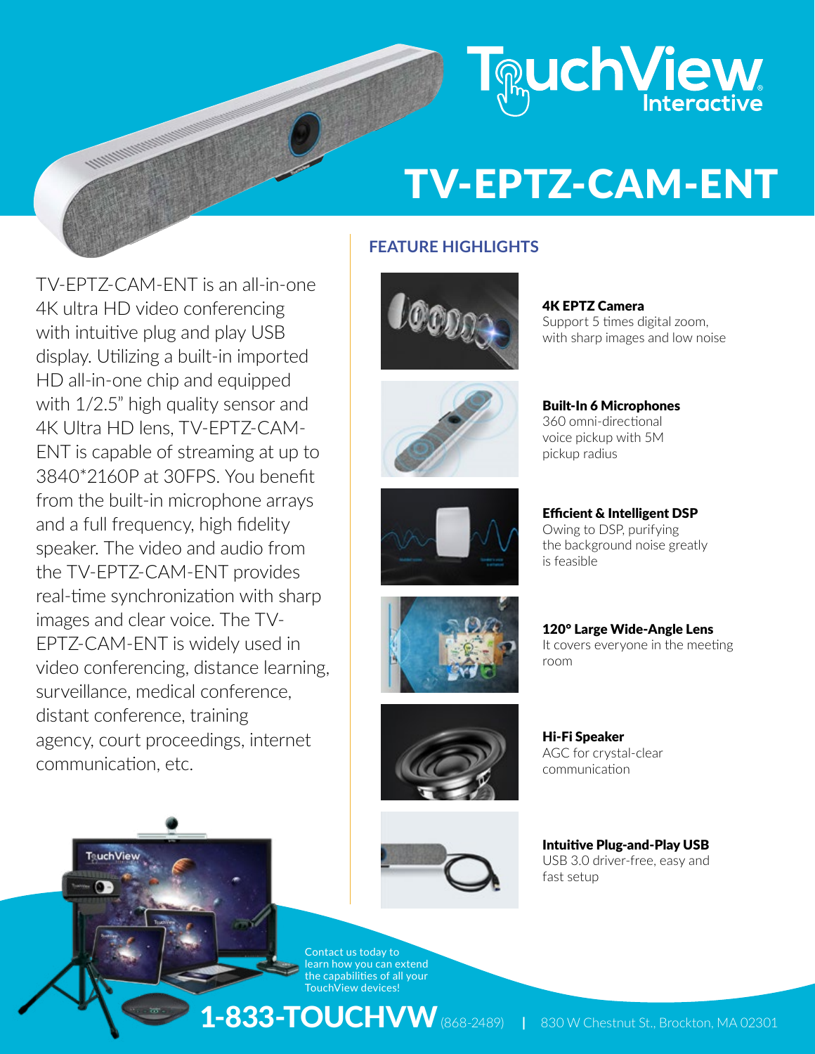TouchView Interactive

# TV-EPTZ-CAM-ENT

TV-EPTZ-CAM-ENT is an all-in-one 4K ultra HD video conferencing with intuitive plug and play USB display. Utilizing a built-in imported HD all-in-one chip and equipped with 1/2.5" high quality sensor and 4K Ultra HD lens, TV-EPTZ-CAM-ENT is capable of streaming at up to 3840*2160P at 30FPS. You benefit from the built-in microphone arrays and a full frequency, high fidelity speaker. The video and audio from the TV-EPTZ-CAM-ENT provides real-time synchronization with sharp images and clear voice. The TV-EPTZ-CAM-ENT is widely used in video conferencing, distance learning, surveillance, medical conference, distant conference, training agency, court proceedings, internet communication, etc.

## FEATURE HIGHLIGHTS

**4K EPTZ Camera**
Support 5 times digital zoom, with sharp images and low noise

**Built-In 6 Microphones**
360 omni-directional voice pickup with 5M pickup radius

**Efficient & Intelligent DSP**
Owing to DSP, purifying the background noise greatly is feasible

**120° Large Wide-Angle Lens**
It covers everyone in the meeting room

**Hi-Fi Speaker**
AGC for crystal-clear communication

**Intuitive Plug-and-Play USB**
USB 3.0 driver-free, easy and fast setup

Contact us today to learn how you can extend the capabilities of all your TouchView devices!

**1-833-TOUCHVW** (868-2489) | 830 W Chestnut St., Brockton, MA 02301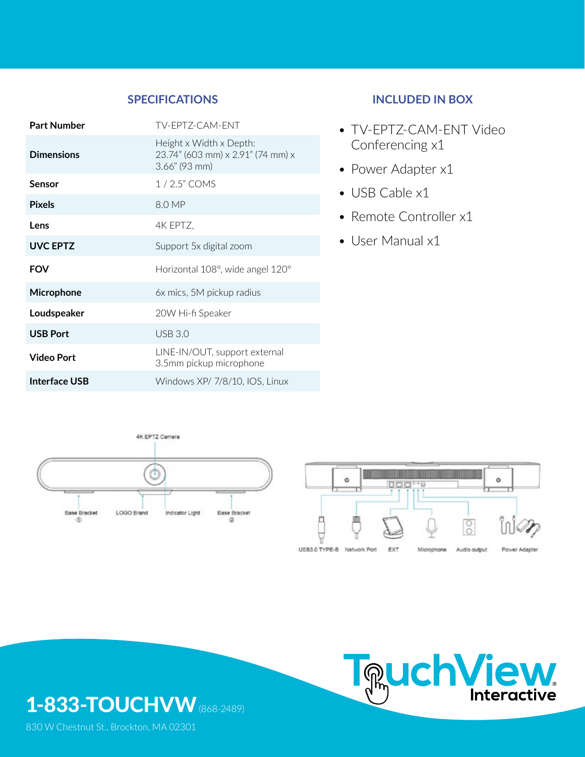## SPECIFICATIONS

| | |
|---|---|
| **Part Number** | TV-EPTZ-CAM-ENT |
| **Dimensions** | Height x Width x Depth: 23.74" (603 mm) x 2.91" (74 mm) x 3.66" (93 mm) |
| **Sensor** | 1 / 2.5" COMS |
| **Pixels** | 8.0 MP |
| **Lens** | 4K EPTZ, |
| **UVC EPTZ** | Support 5x digital zoom |
| **FOV** | Horizontal 108°, wide angel 120° |
| **Microphone** | 6x mics, 5M pickup radius |
| **Loudspeaker** | 20W Hi-fi Speaker |
| **USB Port** | USB 3.0 |
| **Video Port** | LINE-IN/OUT, support external 3.5mm pickup microphone |
| **Interface USB** | Windows XP/ 7/8/10, IOS, Linux |

## INCLUDED IN BOX

- TV-EPTZ-CAM-ENT Video Conferencing x1
- Power Adapter x1
- USB Cable x1
- Remote Controller x1
- User Manual x1

4K EPTZ Camera

Base Bracket ①

LOGO Brand

Indicator Light

Base Bracket ②

USB3.0 TYPE-B

Network Port

EXT

Microphone

Audio output

Power Adapter

**1-833-TOUCHVW** (868-2489)

830 W Chestnut St., Brockton, MA 02301

TouchView Interactive